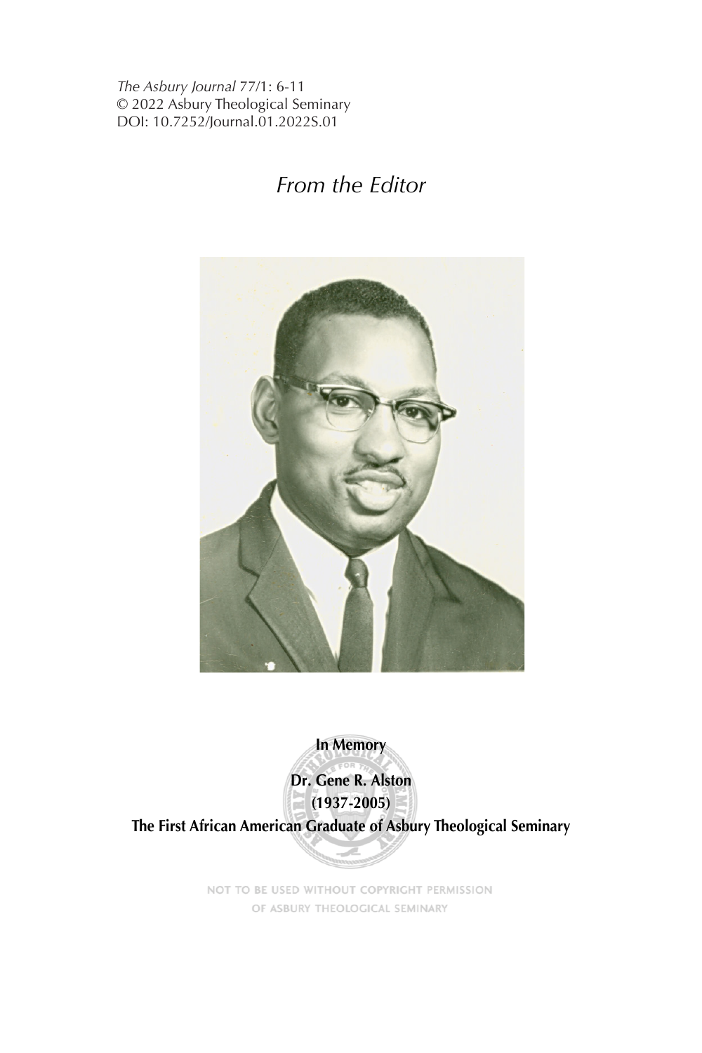*The Asbury Journal* 77/1: 6-11
© 2022 Asbury Theological Seminary
DOI: 10.7252/Journal.01.2022S.01

# *From the Editor*

**In Memory**

**Dr. Gene R. Alston**
**(1937-2005)**
**The First African American Graduate of Asbury Theological Seminary**

NOT TO BE USED WITHOUT COPYRIGHT PERMISSION
OF ASBURY THEOLOGICAL SEMINARY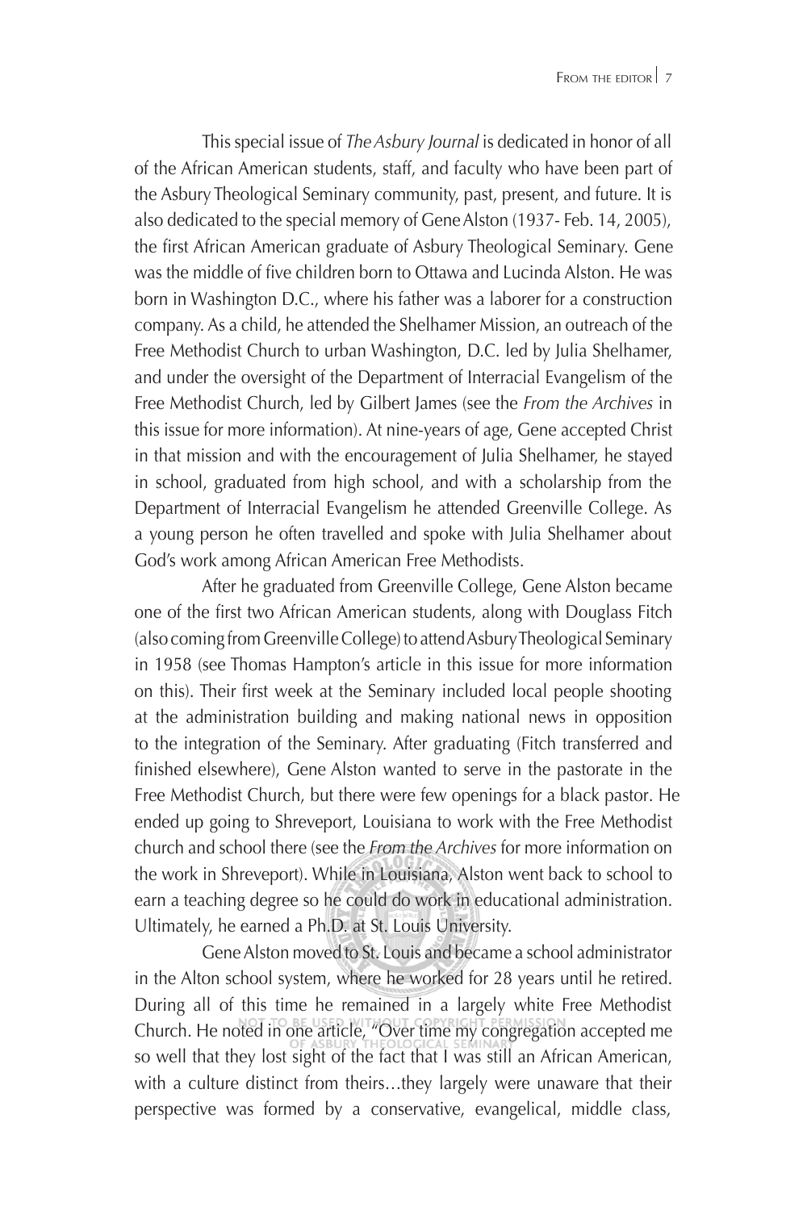This special issue of *The Asbury Journal* is dedicated in honor of all of the African American students, staff, and faculty who have been part of the Asbury Theological Seminary community, past, present, and future. It is also dedicated to the special memory of Gene Alston (1937- Feb. 14, 2005), the first African American graduate of Asbury Theological Seminary. Gene was the middle of five children born to Ottawa and Lucinda Alston. He was born in Washington D.C., where his father was a laborer for a construction company. As a child, he attended the Shelhamer Mission, an outreach of the Free Methodist Church to urban Washington, D.C. led by Julia Shelhamer, and under the oversight of the Department of Interracial Evangelism of the Free Methodist Church, led by Gilbert James (see the *From the Archives* in this issue for more information). At nine-years of age, Gene accepted Christ in that mission and with the encouragement of Julia Shelhamer, he stayed in school, graduated from high school, and with a scholarship from the Department of Interracial Evangelism he attended Greenville College. As a young person he often travelled and spoke with Julia Shelhamer about God's work among African American Free Methodists.

After he graduated from Greenville College, Gene Alston became one of the first two African American students, along with Douglass Fitch (also coming from Greenville College) to attend Asbury Theological Seminary in 1958 (see Thomas Hampton's article in this issue for more information on this). Their first week at the Seminary included local people shooting at the administration building and making national news in opposition to the integration of the Seminary. After graduating (Fitch transferred and finished elsewhere), Gene Alston wanted to serve in the pastorate in the Free Methodist Church, but there were few openings for a black pastor. He ended up going to Shreveport, Louisiana to work with the Free Methodist church and school there (see the *From the Archives* for more information on the work in Shreveport). While in Louisiana, Alston went back to school to earn a teaching degree so he could do work in educational administration. Ultimately, he earned a Ph.D. at St. Louis University.

Gene Alston moved to St. Louis and became a school administrator in the Alton school system, where he worked for 28 years until he retired. During all of this time he remained in a largely white Free Methodist Church. He noted in one article, "Over time my congregation accepted me so well that they lost sight of the fact that I was still an African American, with a culture distinct from theirs…they largely were unaware that their perspective was formed by a conservative, evangelical, middle class,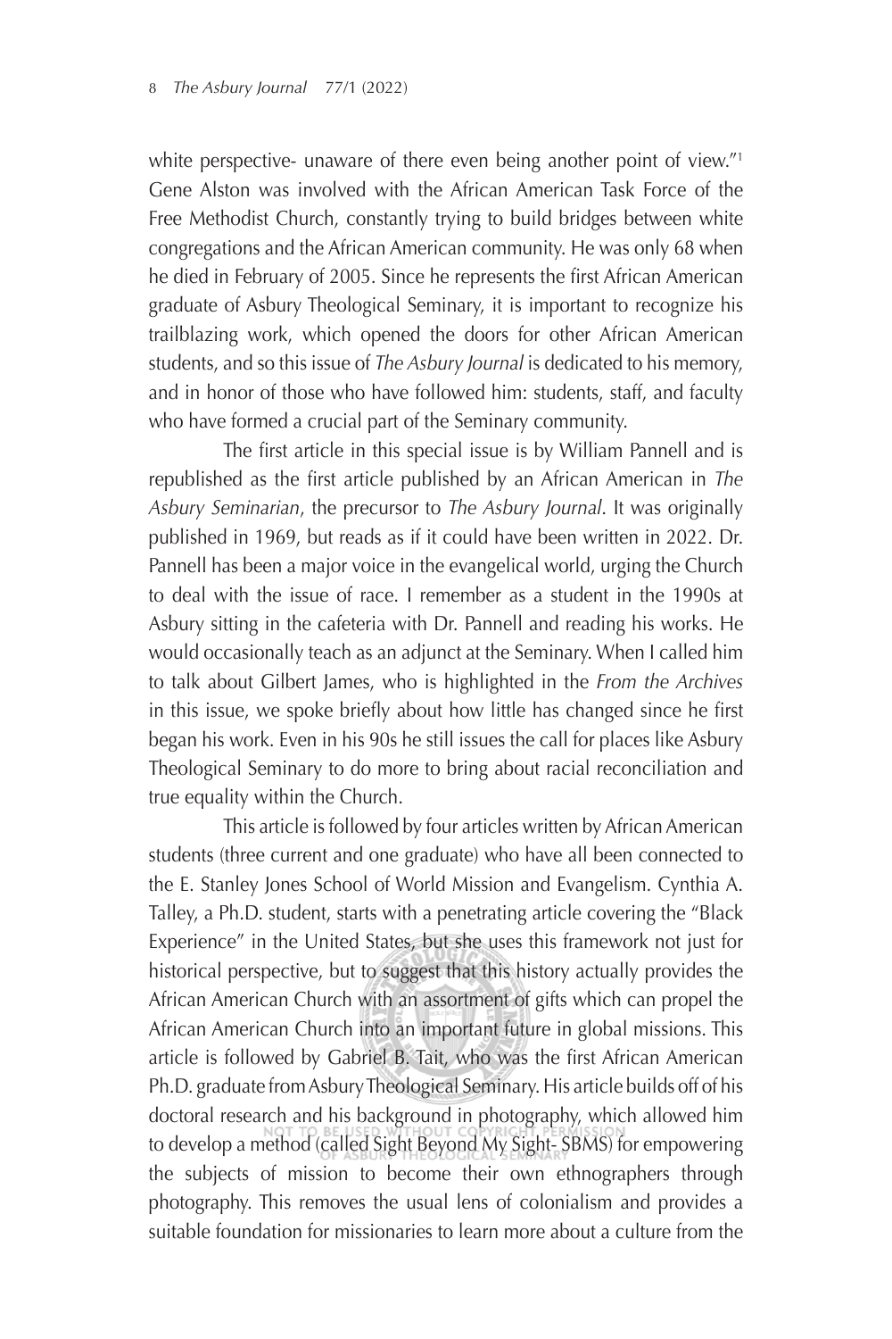white perspective- unaware of there even being another point of view."[1] Gene Alston was involved with the African American Task Force of the Free Methodist Church, constantly trying to build bridges between white congregations and the African American community. He was only 68 when he died in February of 2005. Since he represents the first African American graduate of Asbury Theological Seminary, it is important to recognize his trailblazing work, which opened the doors for other African American students, and so this issue of *The Asbury Journal* is dedicated to his memory, and in honor of those who have followed him: students, staff, and faculty who have formed a crucial part of the Seminary community.

The first article in this special issue is by William Pannell and is republished as the first article published by an African American in *The Asbury Seminarian*, the precursor to *The Asbury Journal*. It was originally published in 1969, but reads as if it could have been written in 2022. Dr. Pannell has been a major voice in the evangelical world, urging the Church to deal with the issue of race. I remember as a student in the 1990s at Asbury sitting in the cafeteria with Dr. Pannell and reading his works. He would occasionally teach as an adjunct at the Seminary. When I called him to talk about Gilbert James, who is highlighted in the *From the Archives* in this issue, we spoke briefly about how little has changed since he first began his work. Even in his 90s he still issues the call for places like Asbury Theological Seminary to do more to bring about racial reconciliation and true equality within the Church.

This article is followed by four articles written by African American students (three current and one graduate) who have all been connected to the E. Stanley Jones School of World Mission and Evangelism. Cynthia A. Talley, a Ph.D. student, starts with a penetrating article covering the "Black Experience" in the United States, but she uses this framework not just for historical perspective, but to suggest that this history actually provides the African American Church with an assortment of gifts which can propel the African American Church into an important future in global missions. This article is followed by Gabriel B. Tait, who was the first African American Ph.D. graduate from Asbury Theological Seminary. His article builds off of his doctoral research and his background in photography, which allowed him to develop a method (called Sight Beyond My Sight- SBMS) for empowering the subjects of mission to become their own ethnographers through photography. This removes the usual lens of colonialism and provides a suitable foundation for missionaries to learn more about a culture from the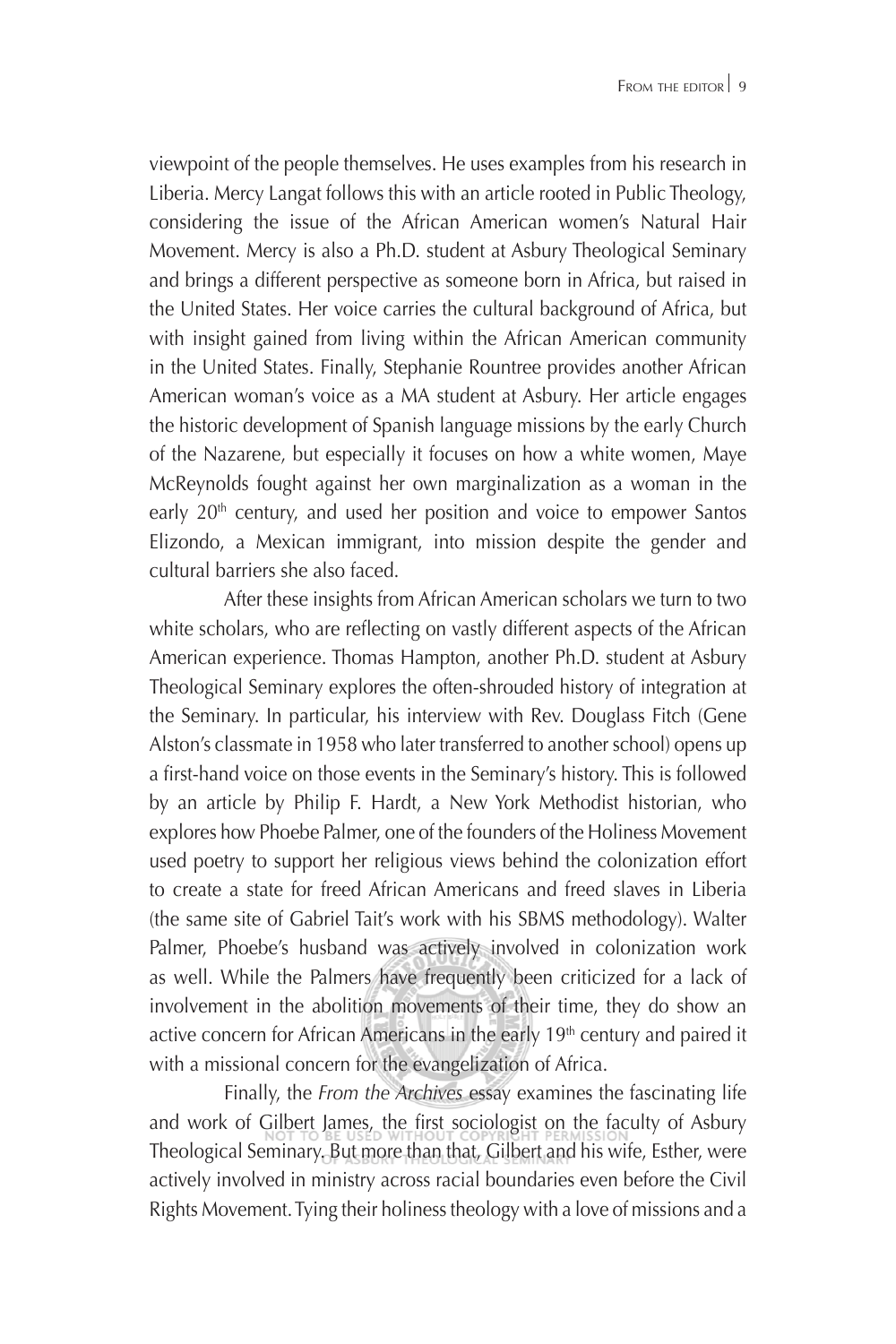viewpoint of the people themselves. He uses examples from his research in Liberia. Mercy Langat follows this with an article rooted in Public Theology, considering the issue of the African American women's Natural Hair Movement. Mercy is also a Ph.D. student at Asbury Theological Seminary and brings a different perspective as someone born in Africa, but raised in the United States. Her voice carries the cultural background of Africa, but with insight gained from living within the African American community in the United States. Finally, Stephanie Rountree provides another African American woman's voice as a MA student at Asbury. Her article engages the historic development of Spanish language missions by the early Church of the Nazarene, but especially it focuses on how a white women, Maye McReynolds fought against her own marginalization as a woman in the early 20th century, and used her position and voice to empower Santos Elizondo, a Mexican immigrant, into mission despite the gender and cultural barriers she also faced.

After these insights from African American scholars we turn to two white scholars, who are reflecting on vastly different aspects of the African American experience. Thomas Hampton, another Ph.D. student at Asbury Theological Seminary explores the often-shrouded history of integration at the Seminary. In particular, his interview with Rev. Douglass Fitch (Gene Alston's classmate in 1958 who later transferred to another school) opens up a first-hand voice on those events in the Seminary's history. This is followed by an article by Philip F. Hardt, a New York Methodist historian, who explores how Phoebe Palmer, one of the founders of the Holiness Movement used poetry to support her religious views behind the colonization effort to create a state for freed African Americans and freed slaves in Liberia (the same site of Gabriel Tait's work with his SBMS methodology). Walter Palmer, Phoebe's husband was actively involved in colonization work as well. While the Palmers have frequently been criticized for a lack of involvement in the abolition movements of their time, they do show an active concern for African Americans in the early 19th century and paired it with a missional concern for the evangelization of Africa.

Finally, the *From the Archives* essay examines the fascinating life and work of Gilbert James, the first sociologist on the faculty of Asbury Theological Seminary. But more than that, Gilbert and his wife, Esther, were actively involved in ministry across racial boundaries even before the Civil Rights Movement. Tying their holiness theology with a love of missions and a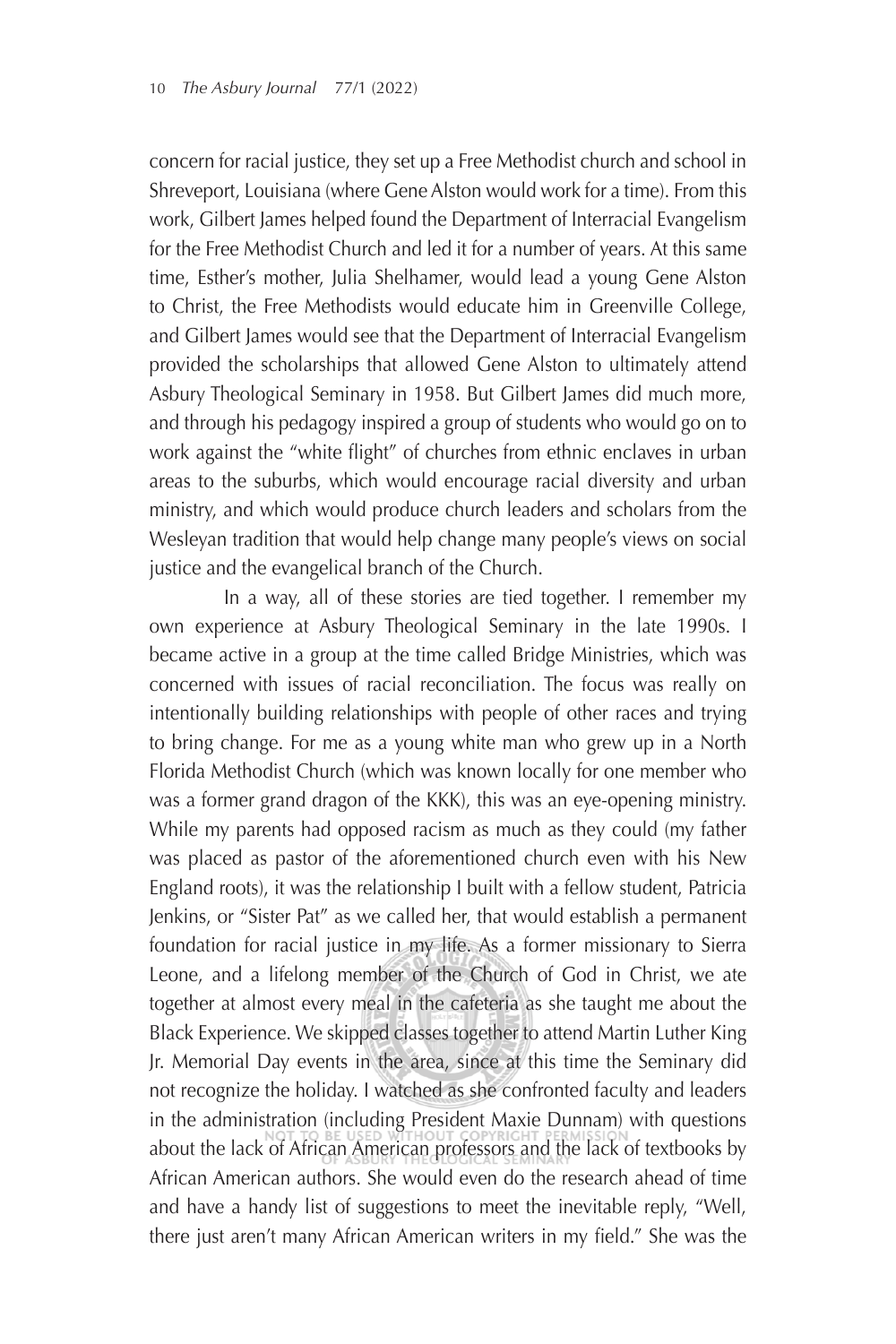concern for racial justice, they set up a Free Methodist church and school in Shreveport, Louisiana (where Gene Alston would work for a time). From this work, Gilbert James helped found the Department of Interracial Evangelism for the Free Methodist Church and led it for a number of years. At this same time, Esther's mother, Julia Shelhamer, would lead a young Gene Alston to Christ, the Free Methodists would educate him in Greenville College, and Gilbert James would see that the Department of Interracial Evangelism provided the scholarships that allowed Gene Alston to ultimately attend Asbury Theological Seminary in 1958. But Gilbert James did much more, and through his pedagogy inspired a group of students who would go on to work against the "white flight" of churches from ethnic enclaves in urban areas to the suburbs, which would encourage racial diversity and urban ministry, and which would produce church leaders and scholars from the Wesleyan tradition that would help change many people's views on social justice and the evangelical branch of the Church.

In a way, all of these stories are tied together. I remember my own experience at Asbury Theological Seminary in the late 1990s. I became active in a group at the time called Bridge Ministries, which was concerned with issues of racial reconciliation. The focus was really on intentionally building relationships with people of other races and trying to bring change. For me as a young white man who grew up in a North Florida Methodist Church (which was known locally for one member who was a former grand dragon of the KKK), this was an eye-opening ministry. While my parents had opposed racism as much as they could (my father was placed as pastor of the aforementioned church even with his New England roots), it was the relationship I built with a fellow student, Patricia Jenkins, or "Sister Pat" as we called her, that would establish a permanent foundation for racial justice in my life. As a former missionary to Sierra Leone, and a lifelong member of the Church of God in Christ, we ate together at almost every meal in the cafeteria as she taught me about the Black Experience. We skipped classes together to attend Martin Luther King Jr. Memorial Day events in the area, since at this time the Seminary did not recognize the holiday. I watched as she confronted faculty and leaders in the administration (including President Maxie Dunnam) with questions about the lack of African American professors and the lack of textbooks by African American authors. She would even do the research ahead of time and have a handy list of suggestions to meet the inevitable reply, "Well, there just aren't many African American writers in my field." She was the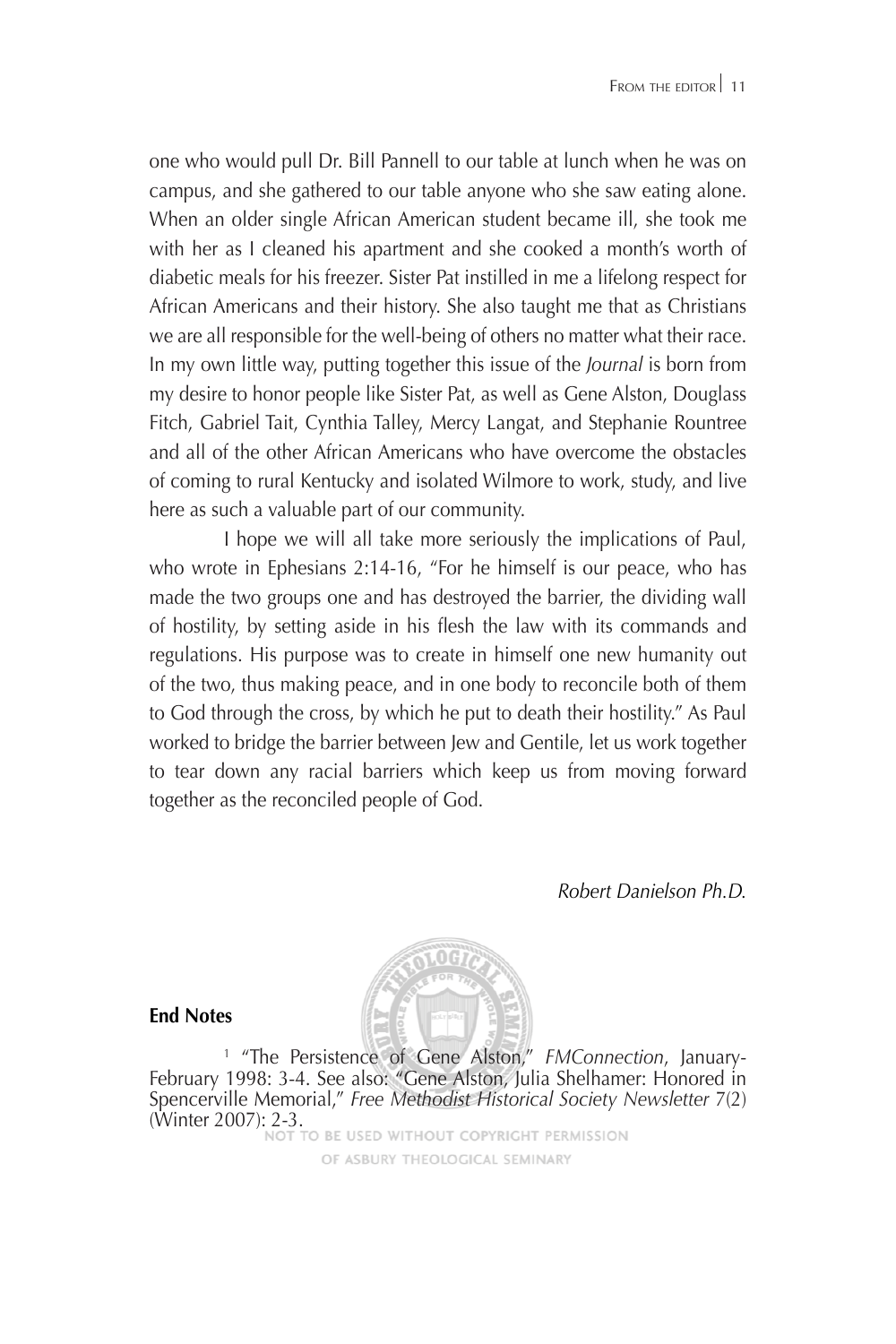one who would pull Dr. Bill Pannell to our table at lunch when he was on campus, and she gathered to our table anyone who she saw eating alone. When an older single African American student became ill, she took me with her as I cleaned his apartment and she cooked a month's worth of diabetic meals for his freezer. Sister Pat instilled in me a lifelong respect for African Americans and their history. She also taught me that as Christians we are all responsible for the well-being of others no matter what their race. In my own little way, putting together this issue of the *Journal* is born from my desire to honor people like Sister Pat, as well as Gene Alston, Douglass Fitch, Gabriel Tait, Cynthia Talley, Mercy Langat, and Stephanie Rountree and all of the other African Americans who have overcome the obstacles of coming to rural Kentucky and isolated Wilmore to work, study, and live here as such a valuable part of our community.

I hope we will all take more seriously the implications of Paul, who wrote in Ephesians 2:14-16, "For he himself is our peace, who has made the two groups one and has destroyed the barrier, the dividing wall of hostility, by setting aside in his flesh the law with its commands and regulations. His purpose was to create in himself one new humanity out of the two, thus making peace, and in one body to reconcile both of them to God through the cross, by which he put to death their hostility." As Paul worked to bridge the barrier between Jew and Gentile, let us work together to tear down any racial barriers which keep us from moving forward together as the reconciled people of God.

*Robert Danielson Ph.D.*

**End Notes**

[1] "The Persistence of Gene Alston," *FMConnection*, January-February 1998: 3-4. See also: "Gene Alston, Julia Shelhamer: Honored in Spencerville Memorial," *Free Methodist Historical Society Newsletter* 7(2) (Winter 2007): 2-3.